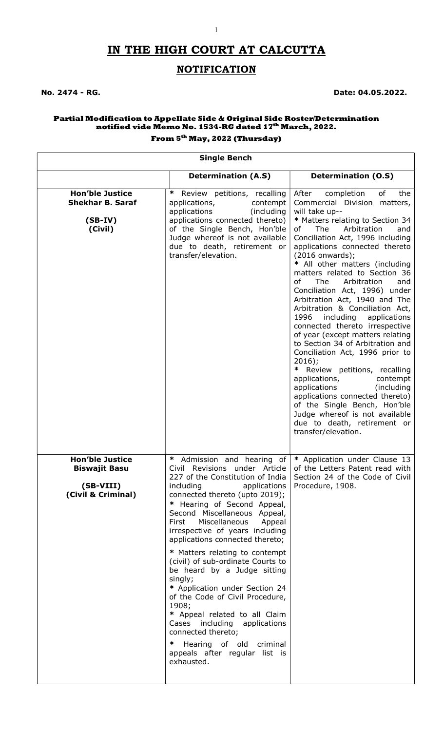# IN THE HIGH COURT AT CALCUTTA

## NOTIFICATION

**No. 2474 - RG.** **Date: 04.05.2022.**

**Partial Modification to Appellate Side & Original Side Roster/Determination notified vide Memo No. 1534-RG dated 17th March, 2022.**

**From 5th May, 2022 (Thursday)**

| **Single Bench** | | |
|---|---|---|
| | **Determination (A.S)** | **Determination (O.S)** |
| **Hon'ble Justice Shekhar B. Saraf**<br><br>**(SB-IV)**<br>**(Civil)** | * Review petitions, recalling applications, contempt applications (including applications connected thereto) of the Single Bench, Hon'ble Judge whereof is not available due to death, retirement or transfer/elevation. | After completion of the Commercial Division matters, will take up--<br>* Matters relating to Section 34 of The Arbitration and Conciliation Act, 1996 including applications connected thereto (2016 onwards);<br>* All other matters (including matters related to Section 36 of The Arbitration and Conciliation Act, 1996) under Arbitration Act, 1940 and The Arbitration & Conciliation Act, 1996 including applications connected thereto irrespective of year (except matters relating to Section 34 of Arbitration and Conciliation Act, 1996 prior to 2016);<br>* Review petitions, recalling applications, contempt applications (including applications connected thereto) of the Single Bench, Hon'ble Judge whereof is not available due to death, retirement or transfer/elevation. |
| **Hon'ble Justice Biswajit Basu**<br><br>**(SB-VIII)**<br>**(Civil & Criminal)** | * Admission and hearing of Civil Revisions under Article 227 of the Constitution of India including applications connected thereto (upto 2019);<br>* Hearing of Second Appeal, Second Miscellaneous Appeal, First Miscellaneous Appeal irrespective of years including applications connected thereto;<br>* Matters relating to contempt (civil) of sub-ordinate Courts to be heard by a Judge sitting singly;<br>* Application under Section 24 of the Code of Civil Procedure, 1908;<br>* Appeal related to all Claim Cases including applications connected thereto;<br>* Hearing of old criminal appeals after regular list is exhausted. | * Application under Clause 13 of the Letters Patent read with Section 24 of the Code of Civil Procedure, 1908. |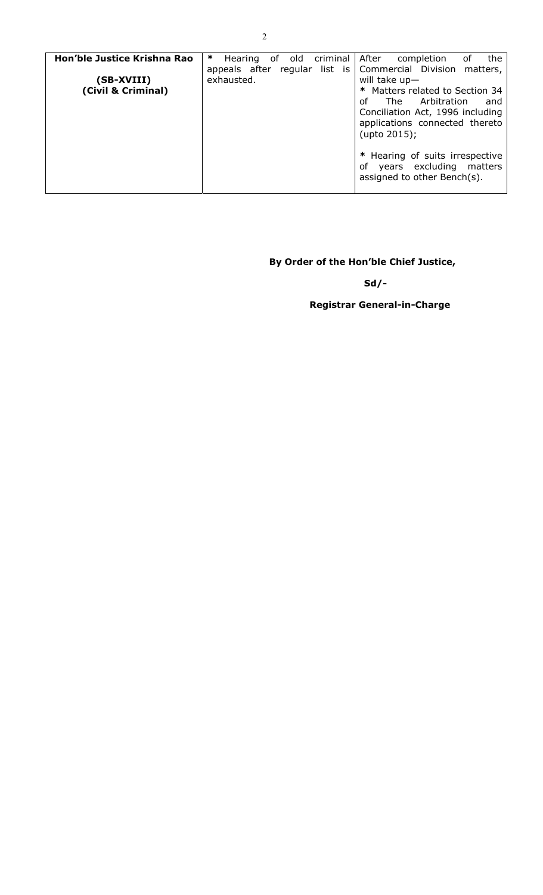| | | |
|---|---|---|
| **Hon'ble Justice Krishna Rao**<br><br>**(SB-XVIII)**<br>**(Civil & Criminal)** | * Hearing of old criminal appeals after regular list is exhausted. | After completion of the Commercial Division matters, will take up—<br>* Matters related to Section 34 of The Arbitration and Conciliation Act, 1996 including applications connected thereto (upto 2015);<br><br>* Hearing of suits irrespective of years excluding matters assigned to other Bench(s). |

**By Order of the Hon'ble Chief Justice,**

**Sd/-**

**Registrar General-in-Charge**